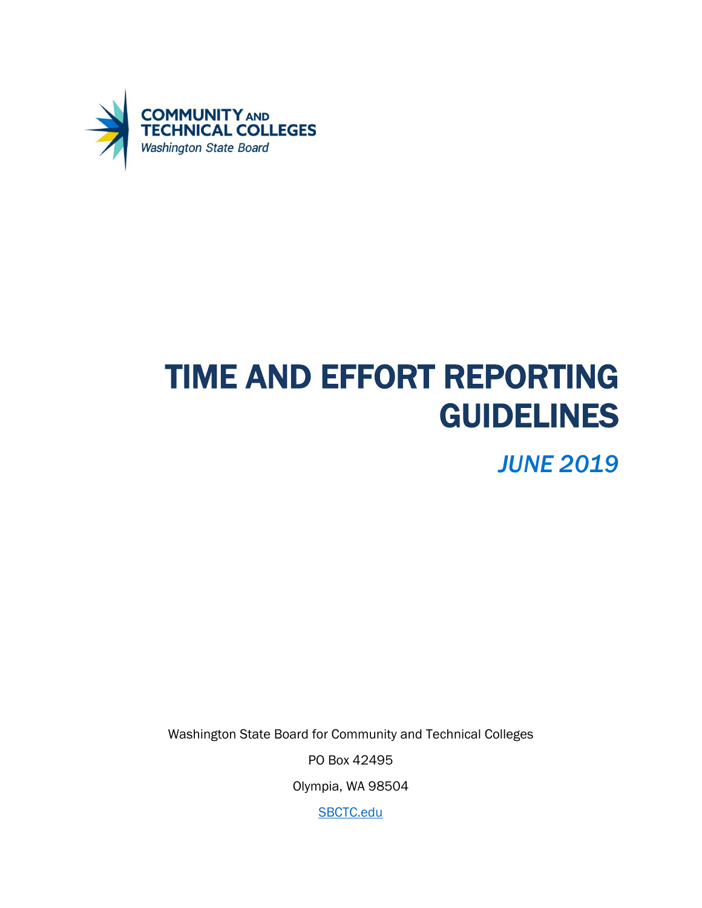COMMUNITY AND TECHNICAL COLLEGES
*Washington State Board*

# TIME AND EFFORT REPORTING GUIDELINES

*JUNE 2019*

Washington State Board for Community and Technical Colleges

PO Box 42495

Olympia, WA 98504

SBCTC.edu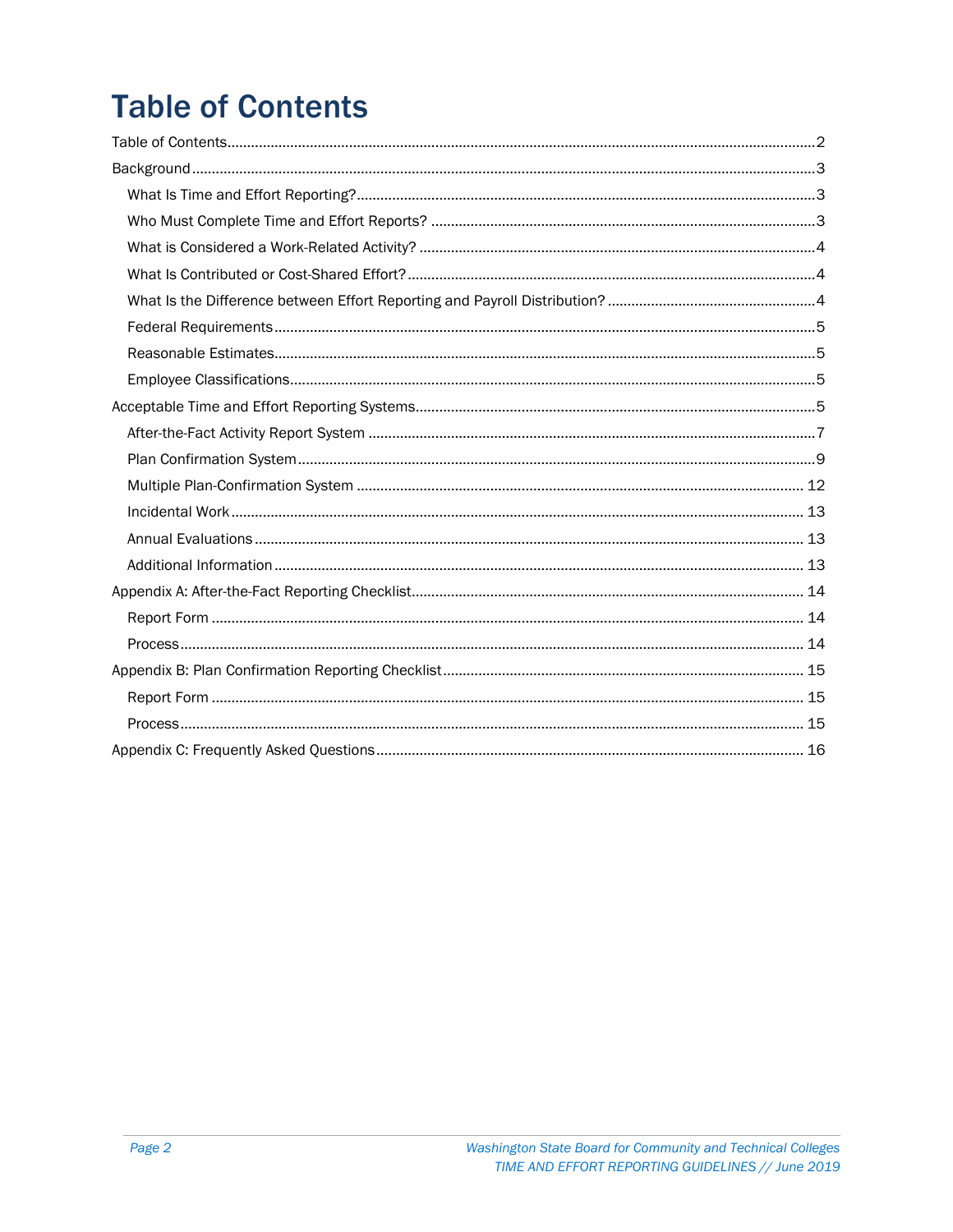# Table of Contents

Table of Contents ........................................................ 2

Background ........................................................ 3

- What Is Time and Effort Reporting? ........................................................ 3
- Who Must Complete Time and Effort Reports? ........................................................ 3
- What is Considered a Work-Related Activity? ........................................................ 4
- What Is Contributed or Cost-Shared Effort? ........................................................ 4
- What Is the Difference between Effort Reporting and Payroll Distribution? ........................................................ 4
- Federal Requirements ........................................................ 5
- Reasonable Estimates ........................................................ 5
- Employee Classifications ........................................................ 5

Acceptable Time and Effort Reporting Systems ........................................................ 5

- After-the-Fact Activity Report System ........................................................ 7
- Plan Confirmation System ........................................................ 9
- Multiple Plan-Confirmation System ........................................................ 12
- Incidental Work ........................................................ 13
- Annual Evaluations ........................................................ 13
- Additional Information ........................................................ 13

Appendix A: After-the-Fact Reporting Checklist ........................................................ 14

- Report Form ........................................................ 14
- Process ........................................................ 14

Appendix B: Plan Confirmation Reporting Checklist ........................................................ 15

- Report Form ........................................................ 15
- Process ........................................................ 15

Appendix C: Frequently Asked Questions ........................................................ 16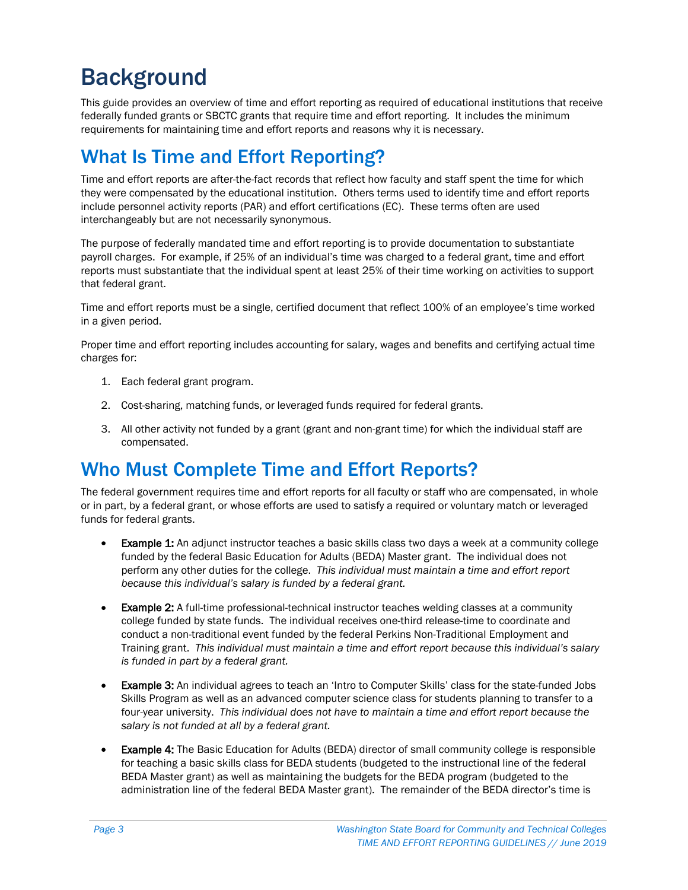# Background

This guide provides an overview of time and effort reporting as required of educational institutions that receive federally funded grants or SBCTC grants that require time and effort reporting. It includes the minimum requirements for maintaining time and effort reports and reasons why it is necessary.

## What Is Time and Effort Reporting?

Time and effort reports are after-the-fact records that reflect how faculty and staff spent the time for which they were compensated by the educational institution. Others terms used to identify time and effort reports include personnel activity reports (PAR) and effort certifications (EC). These terms often are used interchangeably but are not necessarily synonymous.

The purpose of federally mandated time and effort reporting is to provide documentation to substantiate payroll charges. For example, if 25% of an individual's time was charged to a federal grant, time and effort reports must substantiate that the individual spent at least 25% of their time working on activities to support that federal grant.

Time and effort reports must be a single, certified document that reflect 100% of an employee's time worked in a given period.

Proper time and effort reporting includes accounting for salary, wages and benefits and certifying actual time charges for:

1. Each federal grant program.
2. Cost-sharing, matching funds, or leveraged funds required for federal grants.
3. All other activity not funded by a grant (grant and non-grant time) for which the individual staff are compensated.

## Who Must Complete Time and Effort Reports?

The federal government requires time and effort reports for all faculty or staff who are compensated, in whole or in part, by a federal grant, or whose efforts are used to satisfy a required or voluntary match or leveraged funds for federal grants.

- **Example 1:** An adjunct instructor teaches a basic skills class two days a week at a community college funded by the federal Basic Education for Adults (BEDA) Master grant. The individual does not perform any other duties for the college. *This individual must maintain a time and effort report because this individual's salary is funded by a federal grant.*
- **Example 2:** A full-time professional-technical instructor teaches welding classes at a community college funded by state funds. The individual receives one-third release-time to coordinate and conduct a non-traditional event funded by the federal Perkins Non-Traditional Employment and Training grant. *This individual must maintain a time and effort report because this individual's salary is funded in part by a federal grant.*
- **Example 3:** An individual agrees to teach an 'Intro to Computer Skills' class for the state-funded Jobs Skills Program as well as an advanced computer science class for students planning to transfer to a four-year university. *This individual does not have to maintain a time and effort report because the salary is not funded at all by a federal grant.*
- **Example 4:** The Basic Education for Adults (BEDA) director of small community college is responsible for teaching a basic skills class for BEDA students (budgeted to the instructional line of the federal BEDA Master grant) as well as maintaining the budgets for the BEDA program (budgeted to the administration line of the federal BEDA Master grant). The remainder of the BEDA director's time is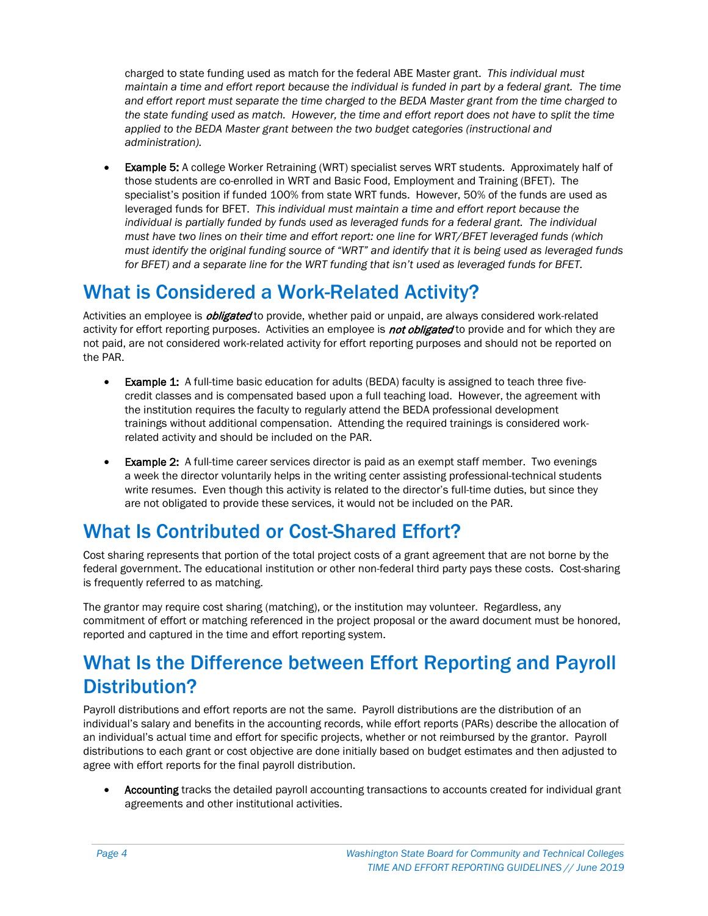charged to state funding used as match for the federal ABE Master grant. *This individual must maintain a time and effort report because the individual is funded in part by a federal grant. The time and effort report must separate the time charged to the BEDA Master grant from the time charged to the state funding used as match. However, the time and effort report does not have to split the time applied to the BEDA Master grant between the two budget categories (instructional and administration).*

- **Example 5:** A college Worker Retraining (WRT) specialist serves WRT students. Approximately half of those students are co-enrolled in WRT and Basic Food, Employment and Training (BFET). The specialist's position if funded 100% from state WRT funds. However, 50% of the funds are used as leveraged funds for BFET. *This individual must maintain a time and effort report because the individual is partially funded by funds used as leveraged funds for a federal grant. The individual must have two lines on their time and effort report: one line for WRT/BFET leveraged funds (which must identify the original funding source of "WRT" and identify that it is being used as leveraged funds for BFET) and a separate line for the WRT funding that isn't used as leveraged funds for BFET.*

## What is Considered a Work-Related Activity?

Activities an employee is ***obligated*** to provide, whether paid or unpaid, are always considered work-related activity for effort reporting purposes. Activities an employee is ***not obligated*** to provide and for which they are not paid, are not considered work-related activity for effort reporting purposes and should not be reported on the PAR.

- **Example 1:** A full-time basic education for adults (BEDA) faculty is assigned to teach three five-credit classes and is compensated based upon a full teaching load. However, the agreement with the institution requires the faculty to regularly attend the BEDA professional development trainings without additional compensation. Attending the required trainings is considered work-related activity and should be included on the PAR.

- **Example 2:** A full-time career services director is paid as an exempt staff member. Two evenings a week the director voluntarily helps in the writing center assisting professional-technical students write resumes. Even though this activity is related to the director's full-time duties, but since they are not obligated to provide these services, it would not be included on the PAR.

## What Is Contributed or Cost-Shared Effort?

Cost sharing represents that portion of the total project costs of a grant agreement that are not borne by the federal government. The educational institution or other non-federal third party pays these costs. Cost-sharing is frequently referred to as matching.

The grantor may require cost sharing (matching), or the institution may volunteer. Regardless, any commitment of effort or matching referenced in the project proposal or the award document must be honored, reported and captured in the time and effort reporting system.

## What Is the Difference between Effort Reporting and Payroll Distribution?

Payroll distributions and effort reports are not the same. Payroll distributions are the distribution of an individual's salary and benefits in the accounting records, while effort reports (PARs) describe the allocation of an individual's actual time and effort for specific projects, whether or not reimbursed by the grantor. Payroll distributions to each grant or cost objective are done initially based on budget estimates and then adjusted to agree with effort reports for the final payroll distribution.

- **Accounting** tracks the detailed payroll accounting transactions to accounts created for individual grant agreements and other institutional activities.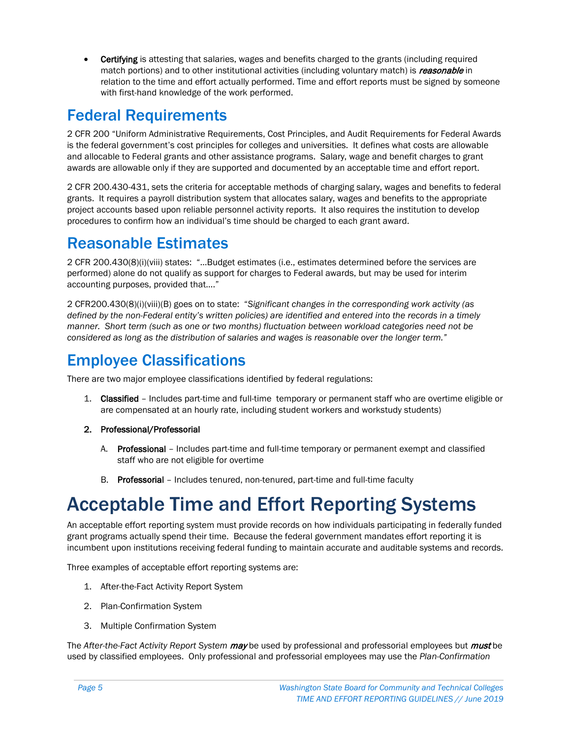- **Certifying** is attesting that salaries, wages and benefits charged to the grants (including required match portions) and to other institutional activities (including voluntary match) is ***reasonable*** in relation to the time and effort actually performed. Time and effort reports must be signed by someone with first-hand knowledge of the work performed.

## Federal Requirements

2 CFR 200 "Uniform Administrative Requirements, Cost Principles, and Audit Requirements for Federal Awards is the federal government's cost principles for colleges and universities. It defines what costs are allowable and allocable to Federal grants and other assistance programs. Salary, wage and benefit charges to grant awards are allowable only if they are supported and documented by an acceptable time and effort report.

2 CFR 200.430-431, sets the criteria for acceptable methods of charging salary, wages and benefits to federal grants. It requires a payroll distribution system that allocates salary, wages and benefits to the appropriate project accounts based upon reliable personnel activity reports. It also requires the institution to develop procedures to confirm how an individual's time should be charged to each grant award.

## Reasonable Estimates

2 CFR 200.430(8)(i)(viii) states: "…Budget estimates (i.e., estimates determined before the services are performed) alone do not qualify as support for charges to Federal awards, but may be used for interim accounting purposes, provided that…."

2 CFR200.430(8)(i)(viii)(B) goes on to state: "*Significant changes in the corresponding work activity (as defined by the non-Federal entity's written policies) are identified and entered into the records in a timely manner. Short term (such as one or two months) fluctuation between workload categories need not be considered as long as the distribution of salaries and wages is reasonable over the longer term.*"

## Employee Classifications

There are two major employee classifications identified by federal regulations:

1. **Classified** – Includes part-time and full-time temporary or permanent staff who are overtime eligible or are compensated at an hourly rate, including student workers and workstudy students)
2. **Professional/Professorial**
   - A. **Professional** – Includes part-time and full-time temporary or permanent exempt and classified staff who are not eligible for overtime
   - B. **Professorial** – Includes tenured, non-tenured, part-time and full-time faculty

# Acceptable Time and Effort Reporting Systems

An acceptable effort reporting system must provide records on how individuals participating in federally funded grant programs actually spend their time. Because the federal government mandates effort reporting it is incumbent upon institutions receiving federal funding to maintain accurate and auditable systems and records.

Three examples of acceptable effort reporting systems are:

1. After-the-Fact Activity Report System
2. Plan-Confirmation System
3. Multiple Confirmation System

The *After-the-Fact Activity Report System* ***may*** be used by professional and professorial employees but ***must*** be used by classified employees. Only professional and professorial employees may use the *Plan-Confirmation*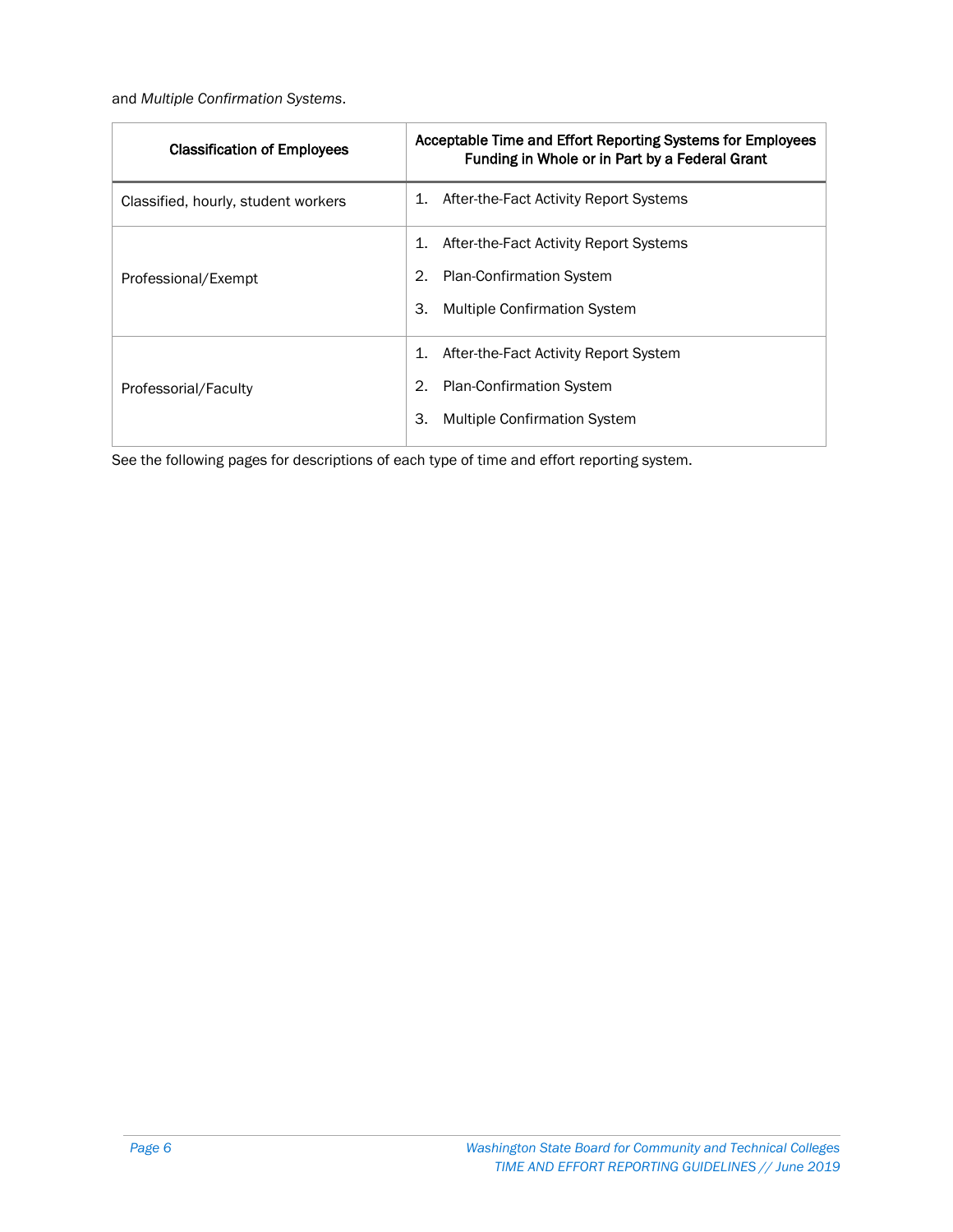and *Multiple Confirmation Systems*.

| Classification of Employees | Acceptable Time and Effort Reporting Systems for Employees Funding in Whole or in Part by a Federal Grant |
|---|---|
| Classified, hourly, student workers | 1. After-the-Fact Activity Report Systems |
| Professional/Exempt | 1. After-the-Fact Activity Report Systems<br>2. Plan-Confirmation System<br>3. Multiple Confirmation System |
| Professorial/Faculty | 1. After-the-Fact Activity Report System<br>2. Plan-Confirmation System<br>3. Multiple Confirmation System |

See the following pages for descriptions of each type of time and effort reporting system.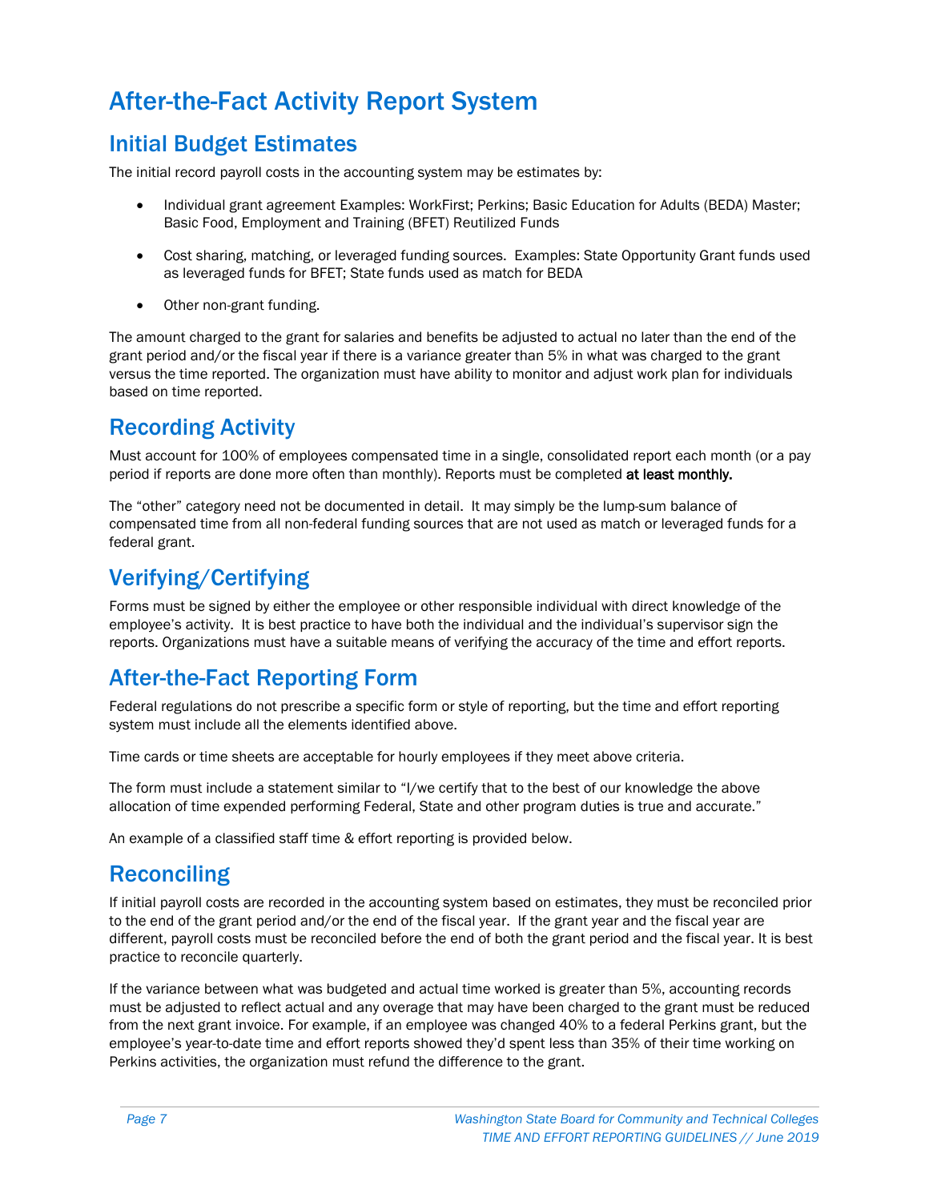# After-the-Fact Activity Report System

## Initial Budget Estimates

The initial record payroll costs in the accounting system may be estimates by:

- Individual grant agreement Examples: WorkFirst; Perkins; Basic Education for Adults (BEDA) Master; Basic Food, Employment and Training (BFET) Reutilized Funds
- Cost sharing, matching, or leveraged funding sources. Examples: State Opportunity Grant funds used as leveraged funds for BFET; State funds used as match for BEDA
- Other non-grant funding.

The amount charged to the grant for salaries and benefits be adjusted to actual no later than the end of the grant period and/or the fiscal year if there is a variance greater than 5% in what was charged to the grant versus the time reported. The organization must have ability to monitor and adjust work plan for individuals based on time reported.

## Recording Activity

Must account for 100% of employees compensated time in a single, consolidated report each month (or a pay period if reports are done more often than monthly). Reports must be completed **at least monthly.**

The "other" category need not be documented in detail. It may simply be the lump-sum balance of compensated time from all non-federal funding sources that are not used as match or leveraged funds for a federal grant.

## Verifying/Certifying

Forms must be signed by either the employee or other responsible individual with direct knowledge of the employee's activity. It is best practice to have both the individual and the individual's supervisor sign the reports. Organizations must have a suitable means of verifying the accuracy of the time and effort reports.

## After-the-Fact Reporting Form

Federal regulations do not prescribe a specific form or style of reporting, but the time and effort reporting system must include all the elements identified above.

Time cards or time sheets are acceptable for hourly employees if they meet above criteria.

The form must include a statement similar to "I/we certify that to the best of our knowledge the above allocation of time expended performing Federal, State and other program duties is true and accurate."

An example of a classified staff time & effort reporting is provided below.

## Reconciling

If initial payroll costs are recorded in the accounting system based on estimates, they must be reconciled prior to the end of the grant period and/or the end of the fiscal year. If the grant year and the fiscal year are different, payroll costs must be reconciled before the end of both the grant period and the fiscal year. It is best practice to reconcile quarterly.

If the variance between what was budgeted and actual time worked is greater than 5%, accounting records must be adjusted to reflect actual and any overage that may have been charged to the grant must be reduced from the next grant invoice. For example, if an employee was changed 40% to a federal Perkins grant, but the employee's year-to-date time and effort reports showed they'd spent less than 35% of their time working on Perkins activities, the organization must refund the difference to the grant.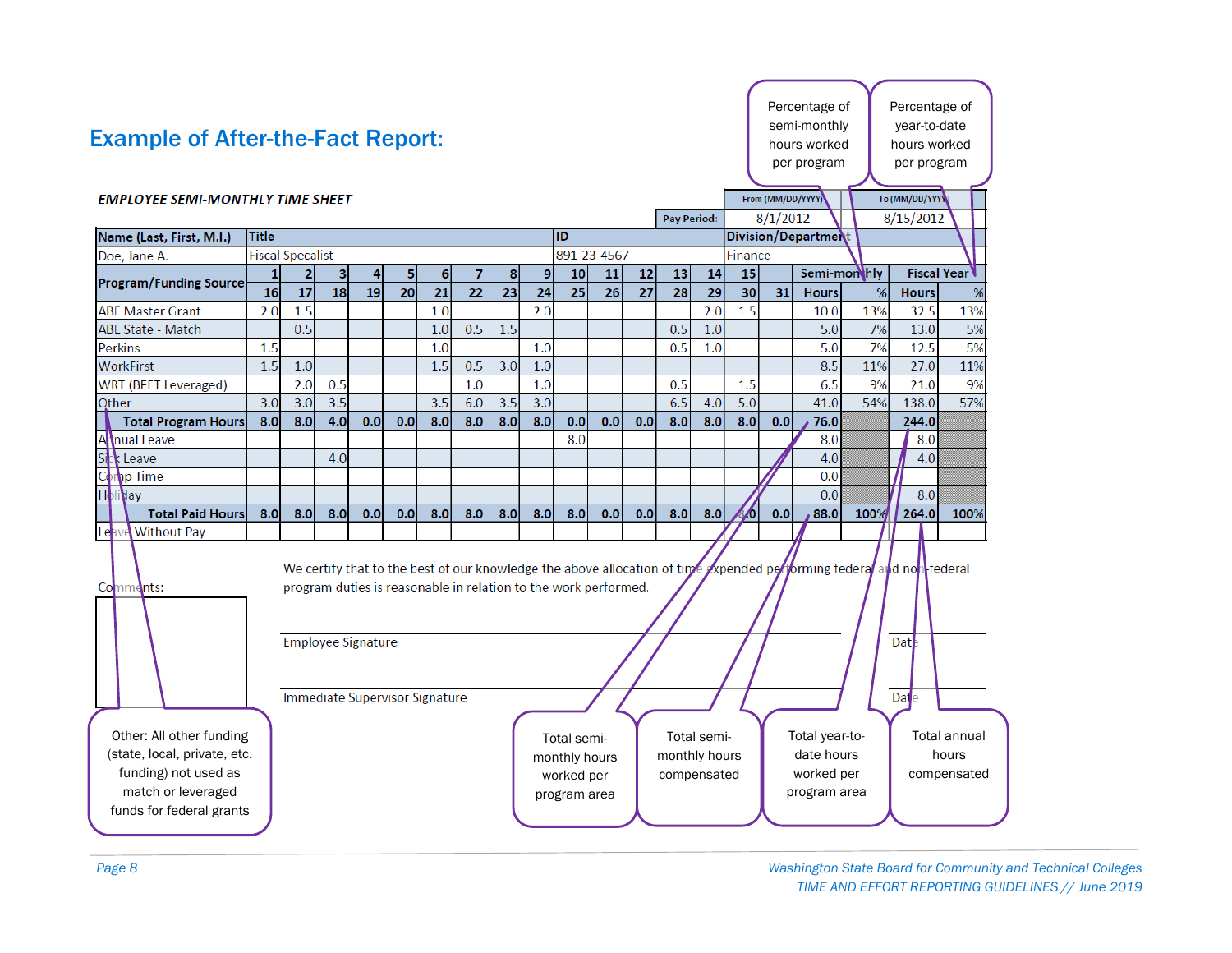## Example of After-the-Fact Report:

**EMPLOYEE SEMI-MONTHLY TIME SHEET**

| | From (MM/DD/YYYY) | To (MM/DD/YYYY) |
|---|---|---|
| Pay Period: | 8/1/2012 | 8/15/2012 |

| Name (Last, First, M.I.) | Title | ID | Division/Department |
|---|---|---|---|
| Doe, Jane A. | Fiscal Specalist | 891-23-4567 | Finance |

| Program/Funding Source | 1 / 16 | 2 / 17 | 3 / 18 | 4 / 19 | 5 / 20 | 6 / 21 | 7 / 22 | 8 / 23 | 9 / 24 | 10 / 25 | 11 / 26 | 12 / 27 | 13 / 28 | 14 / 29 | 15 / 30 | 31 | Semi-monthly Hours | Semi-monthly % | Fiscal Year Hours | Fiscal Year % |
|---|---|---|---|---|---|---|---|---|---|---|---|---|---|---|---|---|---|---|---|---|
| ABE Master Grant | 2.0 | 1.5 | | | | 1.0 | | | 2.0 | | | | | 2.0 | 1.5 | | 10.0 | 13% | 32.5 | 13% |
| ABE State - Match | | 0.5 | | | | 1.0 | 0.5 | 1.5 | | | | | 0.5 | 1.0 | | | 5.0 | 7% | 13.0 | 5% |
| Perkins | 1.5 | | | | | 1.0 | | | 1.0 | | | | 0.5 | 1.0 | | | 5.0 | 7% | 12.5 | 5% |
| WorkFirst | 1.5 | 1.0 | | | | 1.5 | 0.5 | 3.0 | 1.0 | | | | | | | | 8.5 | 11% | 27.0 | 11% |
| WRT (BFET Leveraged) | | 2.0 | 0.5 | | | | 1.0 | | 1.0 | | | | 0.5 | | 1.5 | | 6.5 | 9% | 21.0 | 9% |
| Other | 3.0 | 3.0 | 3.5 | | | 3.5 | 6.0 | 3.5 | 3.0 | | | | 6.5 | 4.0 | 5.0 | | 41.0 | 54% | 138.0 | 57% |
| **Total Program Hours** | **8.0** | **8.0** | **4.0** | **0.0** | **0.0** | **8.0** | **8.0** | **8.0** | **8.0** | **0.0** | **0.0** | **0.0** | **8.0** | **8.0** | **8.0** | **0.0** | **76.0** | | **244.0** | |
| Annual Leave | | | | | | | | | | 8.0 | | | | | | | 8.0 | | 8.0 | |
| Sick Leave | | | 4.0 | | | | | | | | | | | | | | 4.0 | | 4.0 | |
| Comp Time | | | | | | | | | | | | | | | | | 0.0 | | | |
| Holiday | | | | | | | | | | | | | | | | | 0.0 | | 8.0 | |
| **Total Paid Hours** | **8.0** | **8.0** | **8.0** | **0.0** | **0.0** | **8.0** | **8.0** | **8.0** | **8.0** | **8.0** | **0.0** | **0.0** | **8.0** | **8.0** | **8.0** | **0.0** | **88.0** | **100%** | **264.0** | **100%** |
| Leave Without Pay | | | | | | | | | | | | | | | | | | | | |

Comments:

We certify that to the best of our knowledge the above allocation of time expended performing federal and non-federal program duties is reasonable in relation to the work performed.

Employee Signature ____________________ Date ________

Immediate Supervisor Signature ____________________ Date ________

Callouts:

- Percentage of semi-monthly hours worked per program
- Percentage of year-to-date hours worked per program
- Other: All other funding (state, local, private, etc. funding) not used as match or leveraged funds for federal grants
- Total semi-monthly hours worked per program area
- Total semi-monthly hours compensated
- Total year-to-date hours worked per program area
- Total annual hours compensated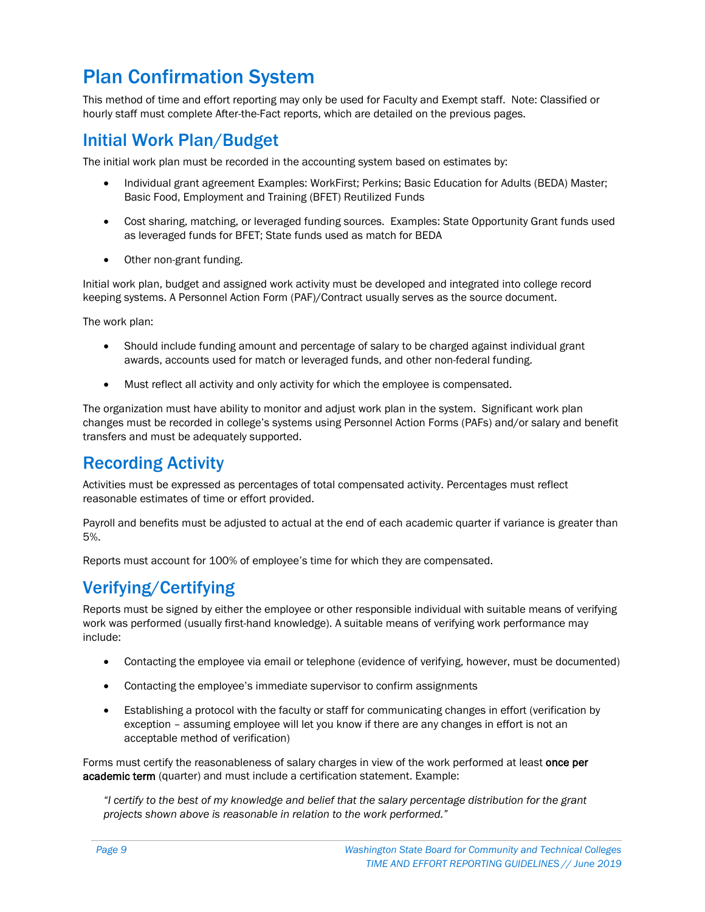# Plan Confirmation System

This method of time and effort reporting may only be used for Faculty and Exempt staff. Note: Classified or hourly staff must complete After-the-Fact reports, which are detailed on the previous pages.

## Initial Work Plan/Budget

The initial work plan must be recorded in the accounting system based on estimates by:

- Individual grant agreement Examples: WorkFirst; Perkins; Basic Education for Adults (BEDA) Master; Basic Food, Employment and Training (BFET) Reutilized Funds
- Cost sharing, matching, or leveraged funding sources. Examples: State Opportunity Grant funds used as leveraged funds for BFET; State funds used as match for BEDA
- Other non-grant funding.

Initial work plan, budget and assigned work activity must be developed and integrated into college record keeping systems. A Personnel Action Form (PAF)/Contract usually serves as the source document.

The work plan:

- Should include funding amount and percentage of salary to be charged against individual grant awards, accounts used for match or leveraged funds, and other non-federal funding.
- Must reflect all activity and only activity for which the employee is compensated.

The organization must have ability to monitor and adjust work plan in the system. Significant work plan changes must be recorded in college's systems using Personnel Action Forms (PAFs) and/or salary and benefit transfers and must be adequately supported.

## Recording Activity

Activities must be expressed as percentages of total compensated activity. Percentages must reflect reasonable estimates of time or effort provided.

Payroll and benefits must be adjusted to actual at the end of each academic quarter if variance is greater than 5%.

Reports must account for 100% of employee's time for which they are compensated.

## Verifying/Certifying

Reports must be signed by either the employee or other responsible individual with suitable means of verifying work was performed (usually first-hand knowledge). A suitable means of verifying work performance may include:

- Contacting the employee via email or telephone (evidence of verifying, however, must be documented)
- Contacting the employee's immediate supervisor to confirm assignments
- Establishing a protocol with the faculty or staff for communicating changes in effort (verification by exception – assuming employee will let you know if there are any changes in effort is not an acceptable method of verification)

Forms must certify the reasonableness of salary charges in view of the work performed at least **once per academic term** (quarter) and must include a certification statement. Example:

> *"I certify to the best of my knowledge and belief that the salary percentage distribution for the grant projects shown above is reasonable in relation to the work performed."*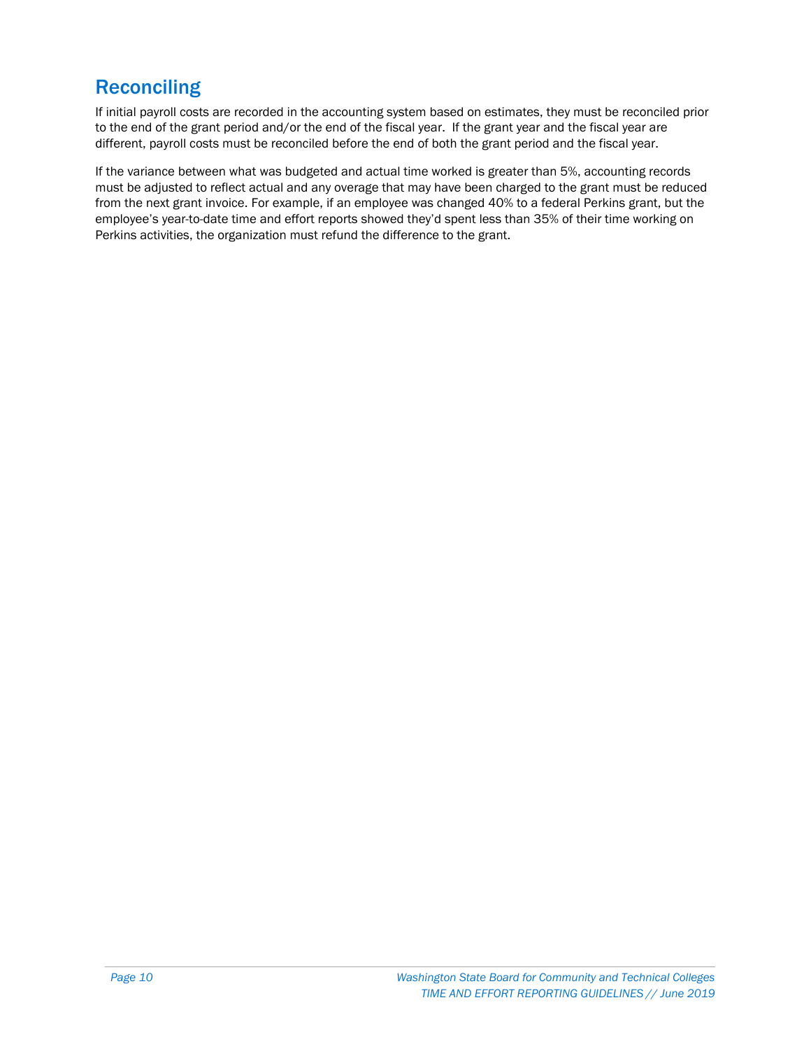## Reconciling

If initial payroll costs are recorded in the accounting system based on estimates, they must be reconciled prior to the end of the grant period and/or the end of the fiscal year. If the grant year and the fiscal year are different, payroll costs must be reconciled before the end of both the grant period and the fiscal year.

If the variance between what was budgeted and actual time worked is greater than 5%, accounting records must be adjusted to reflect actual and any overage that may have been charged to the grant must be reduced from the next grant invoice. For example, if an employee was changed 40% to a federal Perkins grant, but the employee's year-to-date time and effort reports showed they'd spent less than 35% of their time working on Perkins activities, the organization must refund the difference to the grant.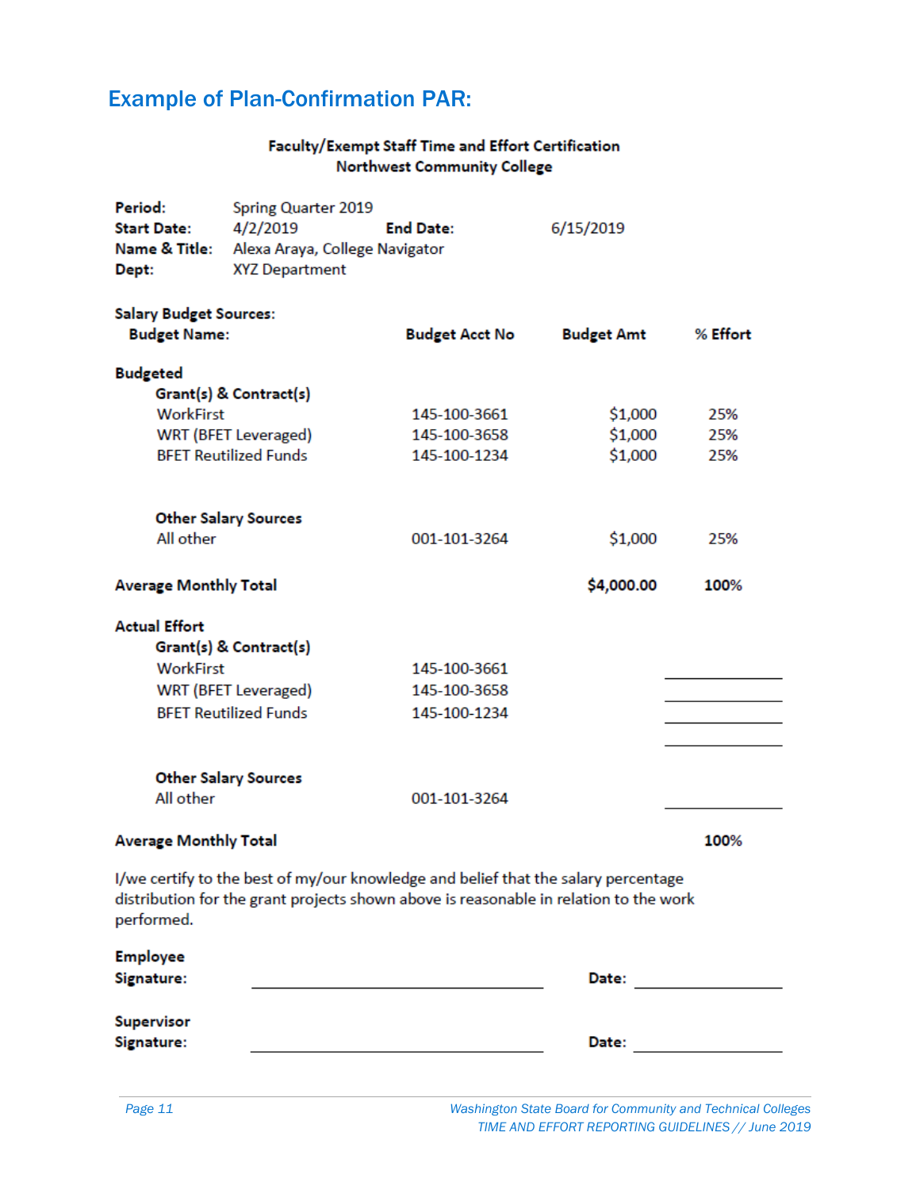## Example of Plan-Confirmation PAR:

**Faculty/Exempt Staff Time and Effort Certification**
**Northwest Community College**

**Period:** Spring Quarter 2019
**Start Date:** 4/2/2019 **End Date:** 6/15/2019
**Name & Title:** Alexa Araya, College Navigator
**Dept:** XYZ Department

**Salary Budget Sources:**

| Budget Name: | Budget Acct No | Budget Amt | % Effort |
|---|---|---|---|
| **Budgeted** | | | |
| **Grant(s) & Contract(s)** | | | |
| WorkFirst | 145-100-3661 | $1,000 | 25% |
| WRT (BFET Leveraged) | 145-100-3658 | $1,000 | 25% |
| BFET Reutilized Funds | 145-100-1234 | $1,000 | 25% |
| **Other Salary Sources** | | | |
| All other | 001-101-3264 | $1,000 | 25% |
| **Average Monthly Total** | | **$4,000.00** | **100%** |
| **Actual Effort** | | | |
| **Grant(s) & Contract(s)** | | | |
| WorkFirst | 145-100-3661 | | ________ |
| WRT (BFET Leveraged) | 145-100-3658 | | ________ |
| BFET Reutilized Funds | 145-100-1234 | | ________ |
| | | | ________ |
| **Other Salary Sources** | | | |
| All other | 001-101-3264 | | ________ |
| **Average Monthly Total** | | | **100%** |

I/we certify to the best of my/our knowledge and belief that the salary percentage distribution for the grant projects shown above is reasonable in relation to the work performed.

**Employee Signature:** ______________________ **Date:** ____________

**Supervisor Signature:** ______________________ **Date:** ____________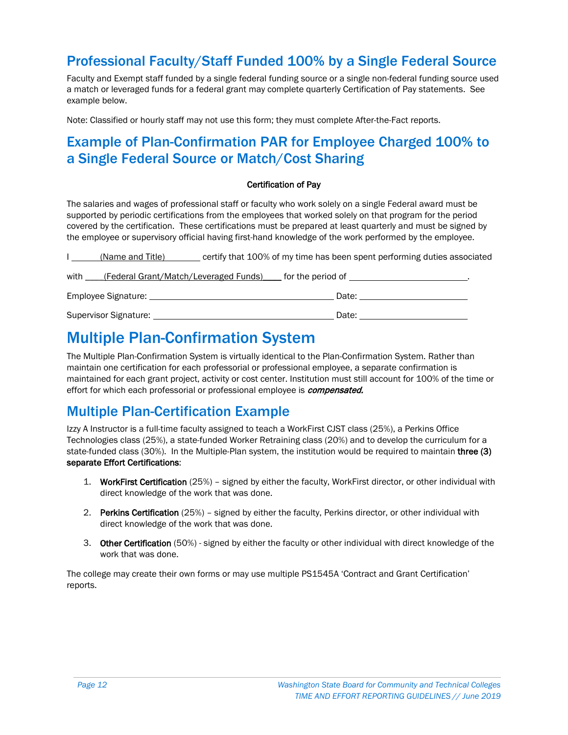## Professional Faculty/Staff Funded 100% by a Single Federal Source

Faculty and Exempt staff funded by a single federal funding source or a single non-federal funding source used a match or leveraged funds for a federal grant may complete quarterly Certification of Pay statements. See example below.

Note: Classified or hourly staff may not use this form; they must complete After-the-Fact reports.

## Example of Plan-Confirmation PAR for Employee Charged 100% to a Single Federal Source or Match/Cost Sharing

**Certification of Pay**

The salaries and wages of professional staff or faculty who work solely on a single Federal award must be supported by periodic certifications from the employees that worked solely on that program for the period covered by the certification. These certifications must be prepared at least quarterly and must be signed by the employee or supervisory official having first-hand knowledge of the work performed by the employee.

I ______(Name and Title)________ certify that 100% of my time has been spent performing duties associated

with ____(Federal Grant/Match/Leveraged Funds)____ for the period of _________________________.

Employee Signature: ________________________________________ Date: _______________________

Supervisor Signature: ________________________________________ Date: _______________________

# Multiple Plan-Confirmation System

The Multiple Plan-Confirmation System is virtually identical to the Plan-Confirmation System. Rather than maintain one certification for each professorial or professional employee, a separate confirmation is maintained for each grant project, activity or cost center. Institution must still account for 100% of the time or effort for which each professorial or professional employee is ***compensated.***

## Multiple Plan-Certification Example

Izzy A Instructor is a full-time faculty assigned to teach a WorkFirst CJST class (25%), a Perkins Office Technologies class (25%), a state-funded Worker Retraining class (20%) and to develop the curriculum for a state-funded class (30%). In the Multiple-Plan system, the institution would be required to maintain **three (3) separate Effort Certifications**:

1. **WorkFirst Certification** (25%) – signed by either the faculty, WorkFirst director, or other individual with direct knowledge of the work that was done.
2. **Perkins Certification** (25%) – signed by either the faculty, Perkins director, or other individual with direct knowledge of the work that was done.
3. **Other Certification** (50%) - signed by either the faculty or other individual with direct knowledge of the work that was done.

The college may create their own forms or may use multiple PS1545A 'Contract and Grant Certification' reports.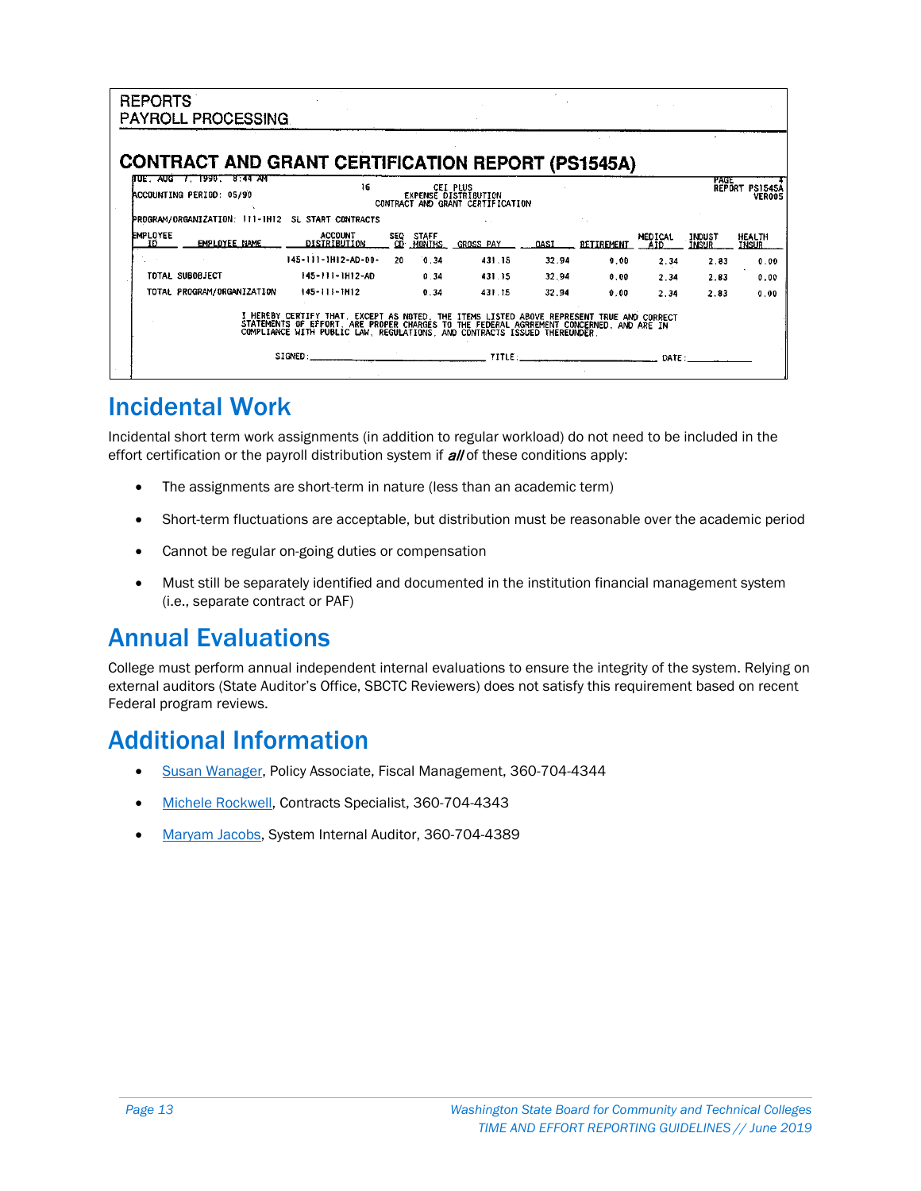REPORTS
PAYROLL PROCESSING

## CONTRACT AND GRANT CERTIFICATION REPORT (PS1545A)

TUE, AUG 7, 1990, 8:44 AM — 16 — CEI PLUS — PAGE 4
ACCOUNTING PERIOD: 05/90 — EXPENSE DISTRIBUTION — REPORT PS1545A
CONTRACT AND GRANT CERTIFICATION — VER005

PROGRAM/ORGANIZATION: 111-1H12 SL START CONTRACTS

| EMPLOYEE ID | EMPLOYEE NAME | ACCOUNT DISTRIBUTION | SEQ CD | STAFF MONTHS | GROSS PAY | OASI | RETIREMENT | MEDICAL AID | INDUST INSUR | HEALTH INSUR |
|---|---|---|---|---|---|---|---|---|---|---|
| | | 145-111-1H12-AD-00- | 20 | 0.34 | 431.15 | 32.94 | 0.00 | 2.34 | 2.83 | 0.00 |
| TOTAL SUBOBJECT | | 145-111-1H12-AD | | 0.34 | 431.15 | 32.94 | 0.00 | 2.34 | 2.83 | 0.00 |
| TOTAL PROGRAM/ORGANIZATION | | 145-111-1H12 | | 0.34 | 431.15 | 32.94 | 0.00 | 2.34 | 2.83 | 0.00 |

I HEREBY CERTIFY THAT, EXCEPT AS NOTED, THE ITEMS LISTED ABOVE REPRESENT TRUE AND CORRECT STATEMENTS OF EFFORT, ARE PROPER CHARGES TO THE FEDERAL AGREEMENT CONCERNED, AND ARE IN COMPLIANCE WITH PUBLIC LAW, REGULATIONS, AND CONTRACTS ISSUED THEREUNDER.

SIGNED: ______________________ TITLE: ______________________ DATE: ____________

# Incidental Work

Incidental short term work assignments (in addition to regular workload) do not need to be included in the effort certification or the payroll distribution system if ***all*** of these conditions apply:

- The assignments are short-term in nature (less than an academic term)
- Short-term fluctuations are acceptable, but distribution must be reasonable over the academic period
- Cannot be regular on-going duties or compensation
- Must still be separately identified and documented in the institution financial management system (i.e., separate contract or PAF)

# Annual Evaluations

College must perform annual independent internal evaluations to ensure the integrity of the system. Relying on external auditors (State Auditor's Office, SBCTC Reviewers) does not satisfy this requirement based on recent Federal program reviews.

# Additional Information

- Susan Wanager, Policy Associate, Fiscal Management, 360-704-4344
- Michele Rockwell, Contracts Specialist, 360-704-4343
- Maryam Jacobs, System Internal Auditor, 360-704-4389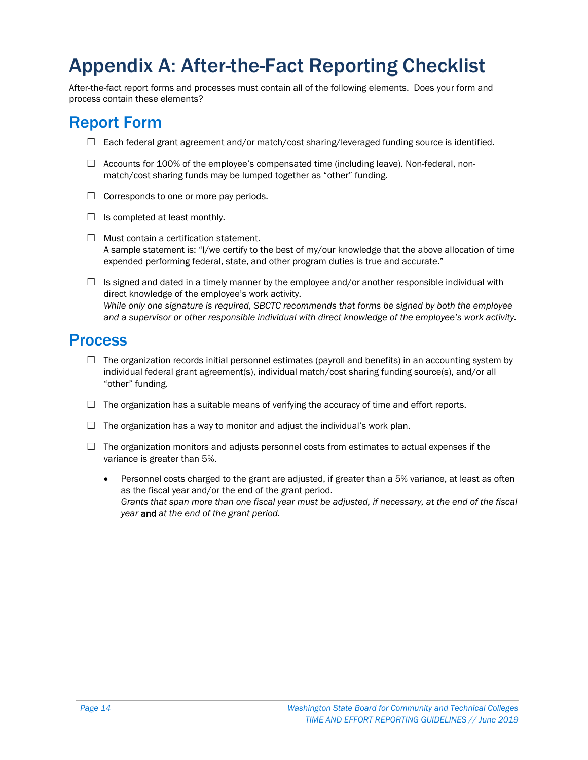# Appendix A: After-the-Fact Reporting Checklist

After-the-fact report forms and processes must contain all of the following elements. Does your form and process contain these elements?

## Report Form

- ☐ Each federal grant agreement and/or match/cost sharing/leveraged funding source is identified.
- ☐ Accounts for 100% of the employee's compensated time (including leave). Non-federal, non-match/cost sharing funds may be lumped together as "other" funding.
- ☐ Corresponds to one or more pay periods.
- ☐ Is completed at least monthly.
- ☐ Must contain a certification statement.
  A sample statement is: "I/we certify to the best of my/our knowledge that the above allocation of time expended performing federal, state, and other program duties is true and accurate."
- ☐ Is signed and dated in a timely manner by the employee and/or another responsible individual with direct knowledge of the employee's work activity.
  *While only one signature is required, SBCTC recommends that forms be signed by both the employee and a supervisor or other responsible individual with direct knowledge of the employee's work activity.*

## Process

- ☐ The organization records initial personnel estimates (payroll and benefits) in an accounting system by individual federal grant agreement(s), individual match/cost sharing funding source(s), and/or all "other" funding.
- ☐ The organization has a suitable means of verifying the accuracy of time and effort reports.
- ☐ The organization has a way to monitor and adjust the individual's work plan.
- ☐ The organization monitors and adjusts personnel costs from estimates to actual expenses if the variance is greater than 5%.
  - Personnel costs charged to the grant are adjusted, if greater than a 5% variance, at least as often as the fiscal year and/or the end of the grant period.
    *Grants that span more than one fiscal year must be adjusted, if necessary, at the end of the fiscal year* **and** *at the end of the grant period.*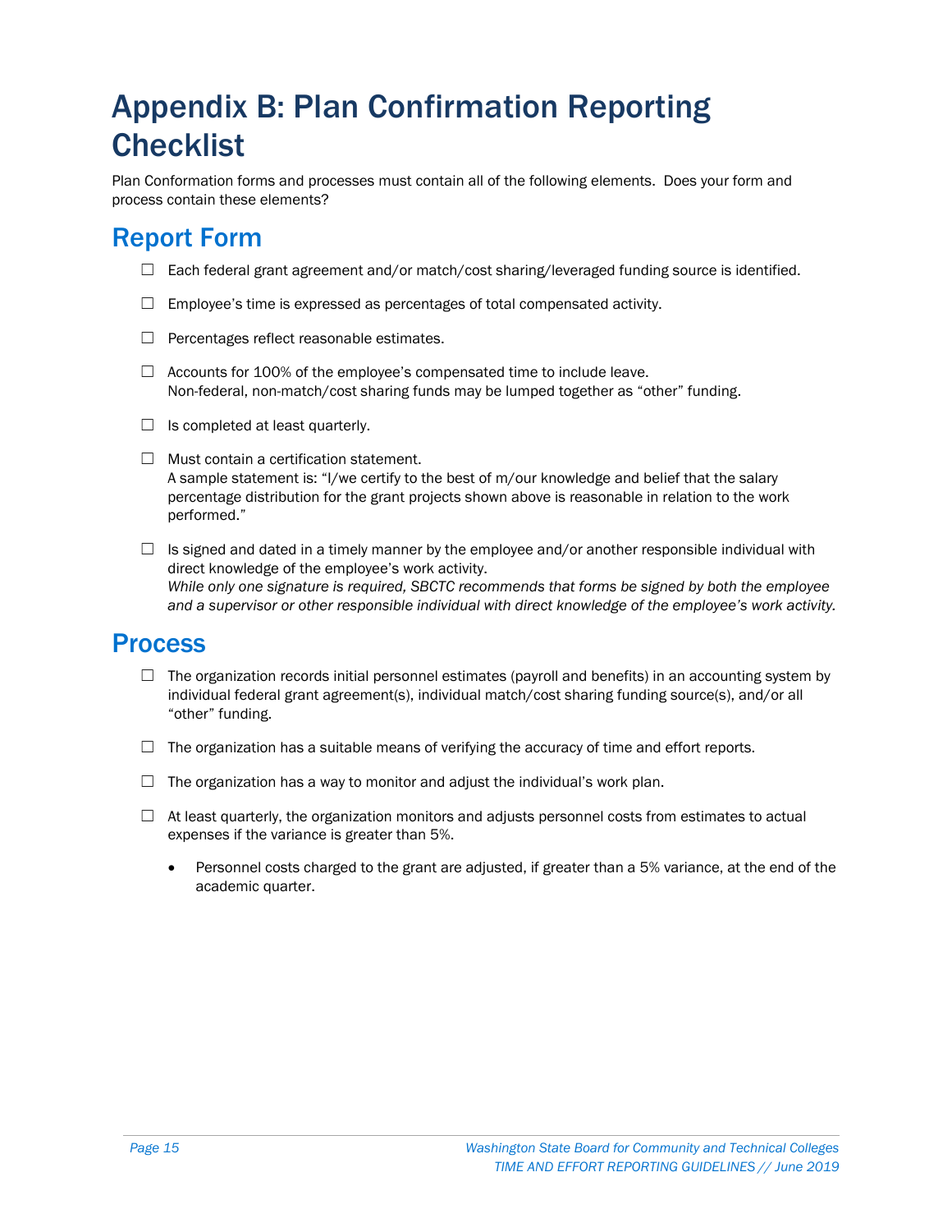# Appendix B: Plan Confirmation Reporting Checklist

Plan Conformation forms and processes must contain all of the following elements. Does your form and process contain these elements?

## Report Form

- ☐ Each federal grant agreement and/or match/cost sharing/leveraged funding source is identified.
- ☐ Employee's time is expressed as percentages of total compensated activity.
- ☐ Percentages reflect reasonable estimates.
- ☐ Accounts for 100% of the employee's compensated time to include leave.
  Non-federal, non-match/cost sharing funds may be lumped together as "other" funding.
- ☐ Is completed at least quarterly.
- ☐ Must contain a certification statement.
  A sample statement is: "I/we certify to the best of m/our knowledge and belief that the salary percentage distribution for the grant projects shown above is reasonable in relation to the work performed."
- ☐ Is signed and dated in a timely manner by the employee and/or another responsible individual with direct knowledge of the employee's work activity.
  *While only one signature is required, SBCTC recommends that forms be signed by both the employee and a supervisor or other responsible individual with direct knowledge of the employee's work activity.*

## Process

- ☐ The organization records initial personnel estimates (payroll and benefits) in an accounting system by individual federal grant agreement(s), individual match/cost sharing funding source(s), and/or all "other" funding.
- ☐ The organization has a suitable means of verifying the accuracy of time and effort reports.
- ☐ The organization has a way to monitor and adjust the individual's work plan.
- ☐ At least quarterly, the organization monitors and adjusts personnel costs from estimates to actual expenses if the variance is greater than 5%.
  - Personnel costs charged to the grant are adjusted, if greater than a 5% variance, at the end of the academic quarter.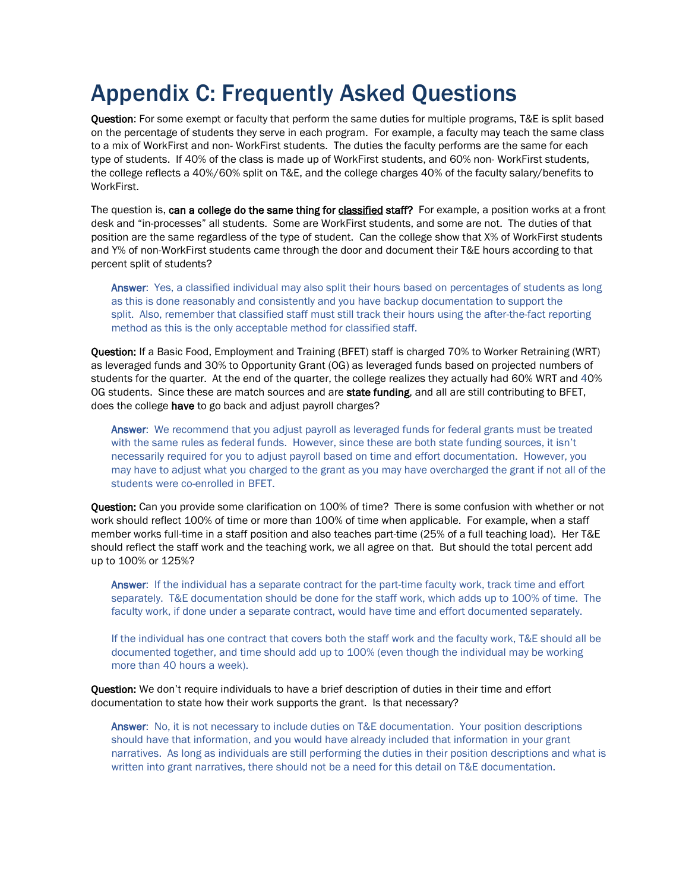# Appendix C: Frequently Asked Questions

**Question**: For some exempt or faculty that perform the same duties for multiple programs, T&E is split based on the percentage of students they serve in each program. For example, a faculty may teach the same class to a mix of WorkFirst and non- WorkFirst students. The duties the faculty performs are the same for each type of students. If 40% of the class is made up of WorkFirst students, and 60% non- WorkFirst students, the college reflects a 40%/60% split on T&E, and the college charges 40% of the faculty salary/benefits to WorkFirst.

The question is, **can a college do the same thing for classified staff?** For example, a position works at a front desk and "in-processes" all students. Some are WorkFirst students, and some are not. The duties of that position are the same regardless of the type of student. Can the college show that X% of WorkFirst students and Y% of non-WorkFirst students came through the door and document their T&E hours according to that percent split of students?

> **Answer**: Yes, a classified individual may also split their hours based on percentages of students as long as this is done reasonably and consistently and you have backup documentation to support the split. Also, remember that classified staff must still track their hours using the after-the-fact reporting method as this is the only acceptable method for classified staff.

**Question:** If a Basic Food, Employment and Training (BFET) staff is charged 70% to Worker Retraining (WRT) as leveraged funds and 30% to Opportunity Grant (OG) as leveraged funds based on projected numbers of students for the quarter. At the end of the quarter, the college realizes they actually had 60% WRT and 40% OG students. Since these are match sources and are **state funding**, and all are still contributing to BFET, does the college **have** to go back and adjust payroll charges?

> **Answer**: We recommend that you adjust payroll as leveraged funds for federal grants must be treated with the same rules as federal funds. However, since these are both state funding sources, it isn't necessarily required for you to adjust payroll based on time and effort documentation. However, you may have to adjust what you charged to the grant as you may have overcharged the grant if not all of the students were co-enrolled in BFET.

**Question:** Can you provide some clarification on 100% of time? There is some confusion with whether or not work should reflect 100% of time or more than 100% of time when applicable. For example, when a staff member works full-time in a staff position and also teaches part-time (25% of a full teaching load). Her T&E should reflect the staff work and the teaching work, we all agree on that. But should the total percent add up to 100% or 125%?

> **Answer**: If the individual has a separate contract for the part-time faculty work, track time and effort separately. T&E documentation should be done for the staff work, which adds up to 100% of time. The faculty work, if done under a separate contract, would have time and effort documented separately.
>
> If the individual has one contract that covers both the staff work and the faculty work, T&E should all be documented together, and time should add up to 100% (even though the individual may be working more than 40 hours a week).

**Question:** We don't require individuals to have a brief description of duties in their time and effort documentation to state how their work supports the grant. Is that necessary?

> **Answer**: No, it is not necessary to include duties on T&E documentation. Your position descriptions should have that information, and you would have already included that information in your grant narratives. As long as individuals are still performing the duties in their position descriptions and what is written into grant narratives, there should not be a need for this detail on T&E documentation.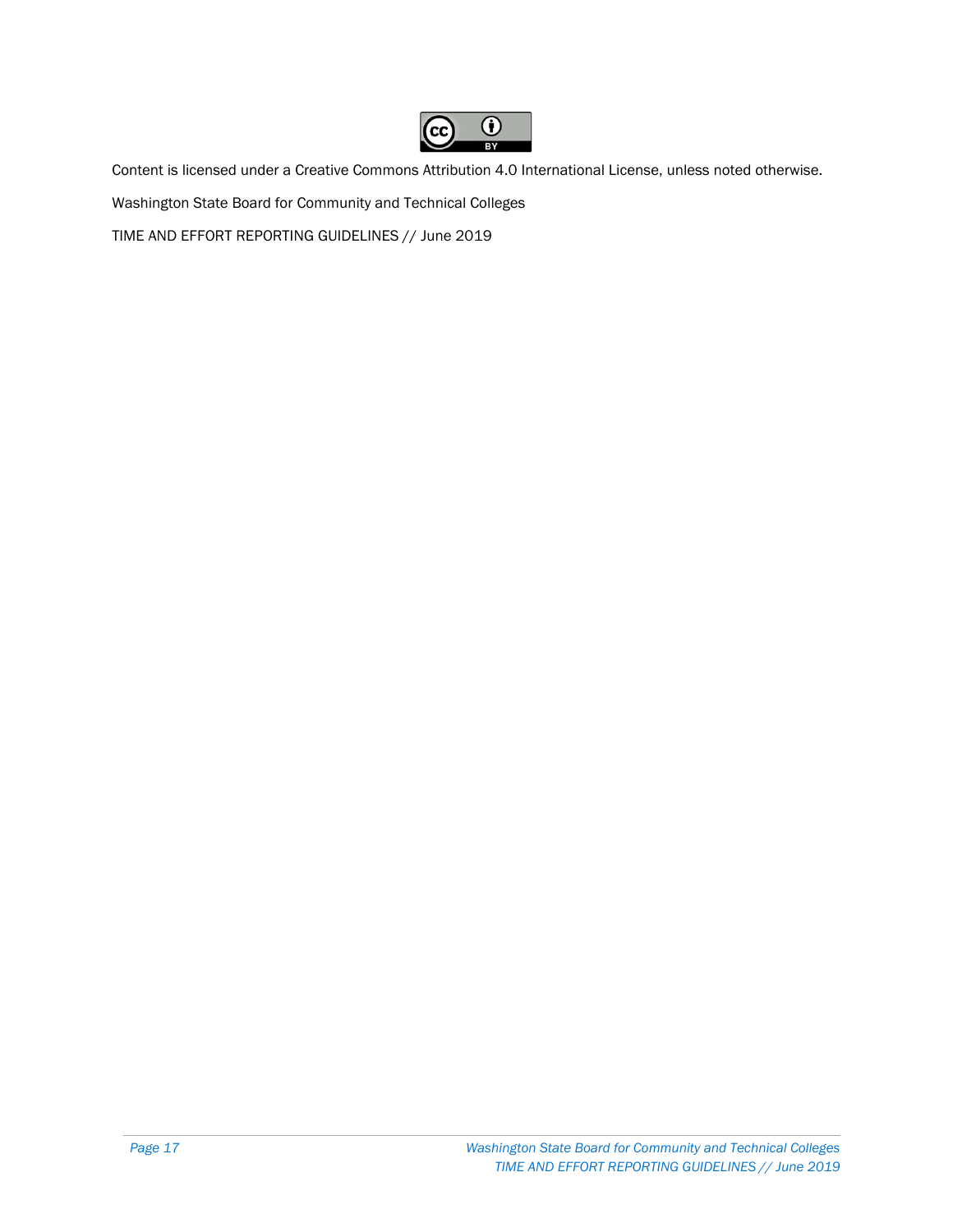Content is licensed under a Creative Commons Attribution 4.0 International License, unless noted otherwise.

Washington State Board for Community and Technical Colleges

TIME AND EFFORT REPORTING GUIDELINES // June 2019